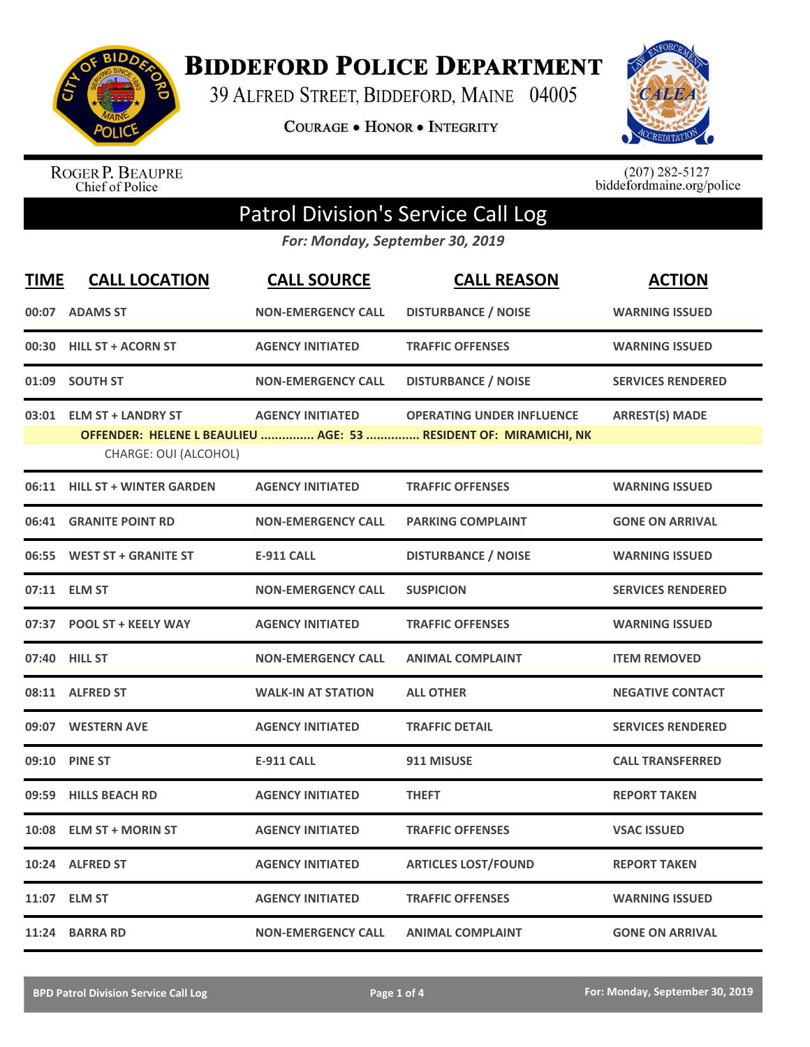# Biddeford Police Department

39 Alfred Street, Biddeford, Maine 04005

Courage • Honor • Integrity

Roger P. Beaupre
Chief of Police

(207) 282-5127
biddefordmaine.org/police

## Patrol Division's Service Call Log

*For: Monday, September 30, 2019*

| TIME | CALL LOCATION | CALL SOURCE | CALL REASON | ACTION |
|---|---|---|---|---|
| 00:07 | ADAMS ST | NON-EMERGENCY CALL | DISTURBANCE / NOISE | WARNING ISSUED |
| 00:30 | HILL ST + ACORN ST | AGENCY INITIATED | TRAFFIC OFFENSES | WARNING ISSUED |
| 01:09 | SOUTH ST | NON-EMERGENCY CALL | DISTURBANCE / NOISE | SERVICES RENDERED |
| 03:01 | ELM ST + LANDRY ST | AGENCY INITIATED | OPERATING UNDER INFLUENCE | ARREST(S) MADE |
| | OFFENDER: HELENE L BEAULIEU ............... AGE: 53 ............... RESIDENT OF: MIRAMICHI, NK | | | |
| | CHARGE: OUI (ALCOHOL) | | | |
| 06:11 | HILL ST + WINTER GARDEN | AGENCY INITIATED | TRAFFIC OFFENSES | WARNING ISSUED |
| 06:41 | GRANITE POINT RD | NON-EMERGENCY CALL | PARKING COMPLAINT | GONE ON ARRIVAL |
| 06:55 | WEST ST + GRANITE ST | E-911 CALL | DISTURBANCE / NOISE | WARNING ISSUED |
| 07:11 | ELM ST | NON-EMERGENCY CALL | SUSPICION | SERVICES RENDERED |
| 07:37 | POOL ST + KEELY WAY | AGENCY INITIATED | TRAFFIC OFFENSES | WARNING ISSUED |
| 07:40 | HILL ST | NON-EMERGENCY CALL | ANIMAL COMPLAINT | ITEM REMOVED |
| 08:11 | ALFRED ST | WALK-IN AT STATION | ALL OTHER | NEGATIVE CONTACT |
| 09:07 | WESTERN AVE | AGENCY INITIATED | TRAFFIC DETAIL | SERVICES RENDERED |
| 09:10 | PINE ST | E-911 CALL | 911 MISUSE | CALL TRANSFERRED |
| 09:59 | HILLS BEACH RD | AGENCY INITIATED | THEFT | REPORT TAKEN |
| 10:08 | ELM ST + MORIN ST | AGENCY INITIATED | TRAFFIC OFFENSES | VSAC ISSUED |
| 10:24 | ALFRED ST | AGENCY INITIATED | ARTICLES LOST/FOUND | REPORT TAKEN |
| 11:07 | ELM ST | AGENCY INITIATED | TRAFFIC OFFENSES | WARNING ISSUED |
| 11:24 | BARRA RD | NON-EMERGENCY CALL | ANIMAL COMPLAINT | GONE ON ARRIVAL |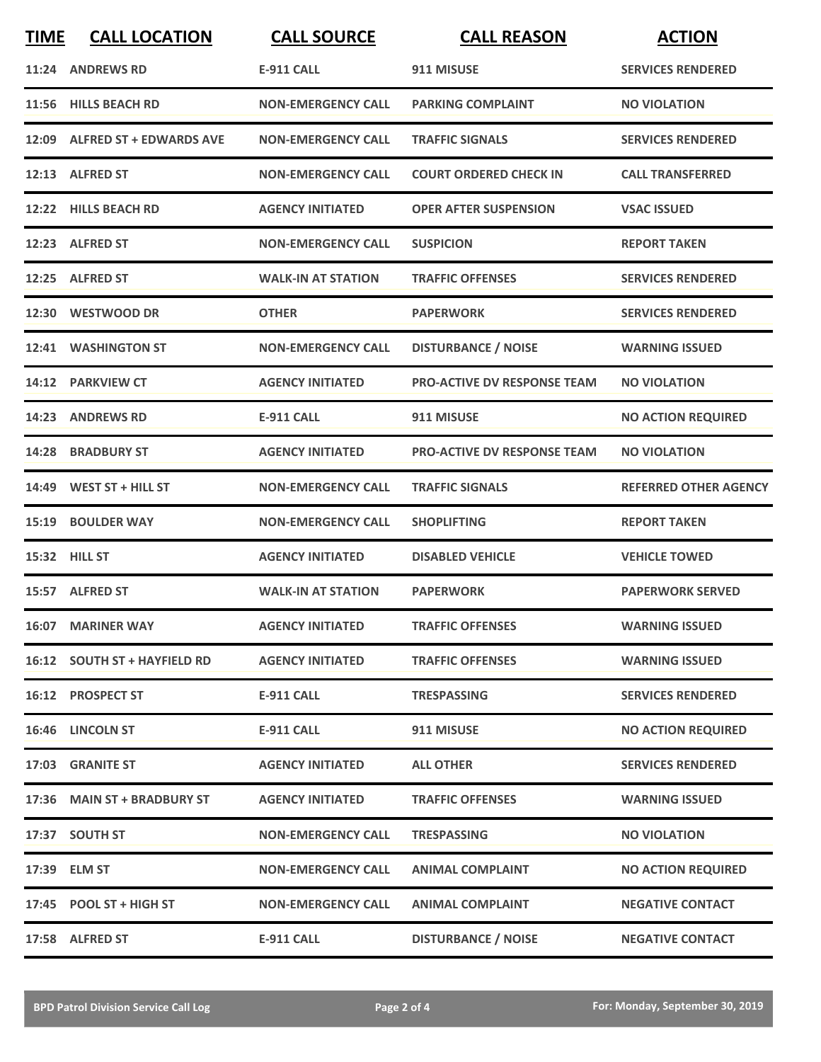| TIME | CALL LOCATION | CALL SOURCE | CALL REASON | ACTION |
|---|---|---|---|---|
| 11:24 | ANDREWS RD | E-911 CALL | 911 MISUSE | SERVICES RENDERED |
| 11:56 | HILLS BEACH RD | NON-EMERGENCY CALL | PARKING COMPLAINT | NO VIOLATION |
| 12:09 | ALFRED ST + EDWARDS AVE | NON-EMERGENCY CALL | TRAFFIC SIGNALS | SERVICES RENDERED |
| 12:13 | ALFRED ST | NON-EMERGENCY CALL | COURT ORDERED CHECK IN | CALL TRANSFERRED |
| 12:22 | HILLS BEACH RD | AGENCY INITIATED | OPER AFTER SUSPENSION | VSAC ISSUED |
| 12:23 | ALFRED ST | NON-EMERGENCY CALL | SUSPICION | REPORT TAKEN |
| 12:25 | ALFRED ST | WALK-IN AT STATION | TRAFFIC OFFENSES | SERVICES RENDERED |
| 12:30 | WESTWOOD DR | OTHER | PAPERWORK | SERVICES RENDERED |
| 12:41 | WASHINGTON ST | NON-EMERGENCY CALL | DISTURBANCE / NOISE | WARNING ISSUED |
| 14:12 | PARKVIEW CT | AGENCY INITIATED | PRO-ACTIVE DV RESPONSE TEAM | NO VIOLATION |
| 14:23 | ANDREWS RD | E-911 CALL | 911 MISUSE | NO ACTION REQUIRED |
| 14:28 | BRADBURY ST | AGENCY INITIATED | PRO-ACTIVE DV RESPONSE TEAM | NO VIOLATION |
| 14:49 | WEST ST + HILL ST | NON-EMERGENCY CALL | TRAFFIC SIGNALS | REFERRED OTHER AGENCY |
| 15:19 | BOULDER WAY | NON-EMERGENCY CALL | SHOPLIFTING | REPORT TAKEN |
| 15:32 | HILL ST | AGENCY INITIATED | DISABLED VEHICLE | VEHICLE TOWED |
| 15:57 | ALFRED ST | WALK-IN AT STATION | PAPERWORK | PAPERWORK SERVED |
| 16:07 | MARINER WAY | AGENCY INITIATED | TRAFFIC OFFENSES | WARNING ISSUED |
| 16:12 | SOUTH ST + HAYFIELD RD | AGENCY INITIATED | TRAFFIC OFFENSES | WARNING ISSUED |
| 16:12 | PROSPECT ST | E-911 CALL | TRESPASSING | SERVICES RENDERED |
| 16:46 | LINCOLN ST | E-911 CALL | 911 MISUSE | NO ACTION REQUIRED |
| 17:03 | GRANITE ST | AGENCY INITIATED | ALL OTHER | SERVICES RENDERED |
| 17:36 | MAIN ST + BRADBURY ST | AGENCY INITIATED | TRAFFIC OFFENSES | WARNING ISSUED |
| 17:37 | SOUTH ST | NON-EMERGENCY CALL | TRESPASSING | NO VIOLATION |
| 17:39 | ELM ST | NON-EMERGENCY CALL | ANIMAL COMPLAINT | NO ACTION REQUIRED |
| 17:45 | POOL ST + HIGH ST | NON-EMERGENCY CALL | ANIMAL COMPLAINT | NEGATIVE CONTACT |
| 17:58 | ALFRED ST | E-911 CALL | DISTURBANCE / NOISE | NEGATIVE CONTACT |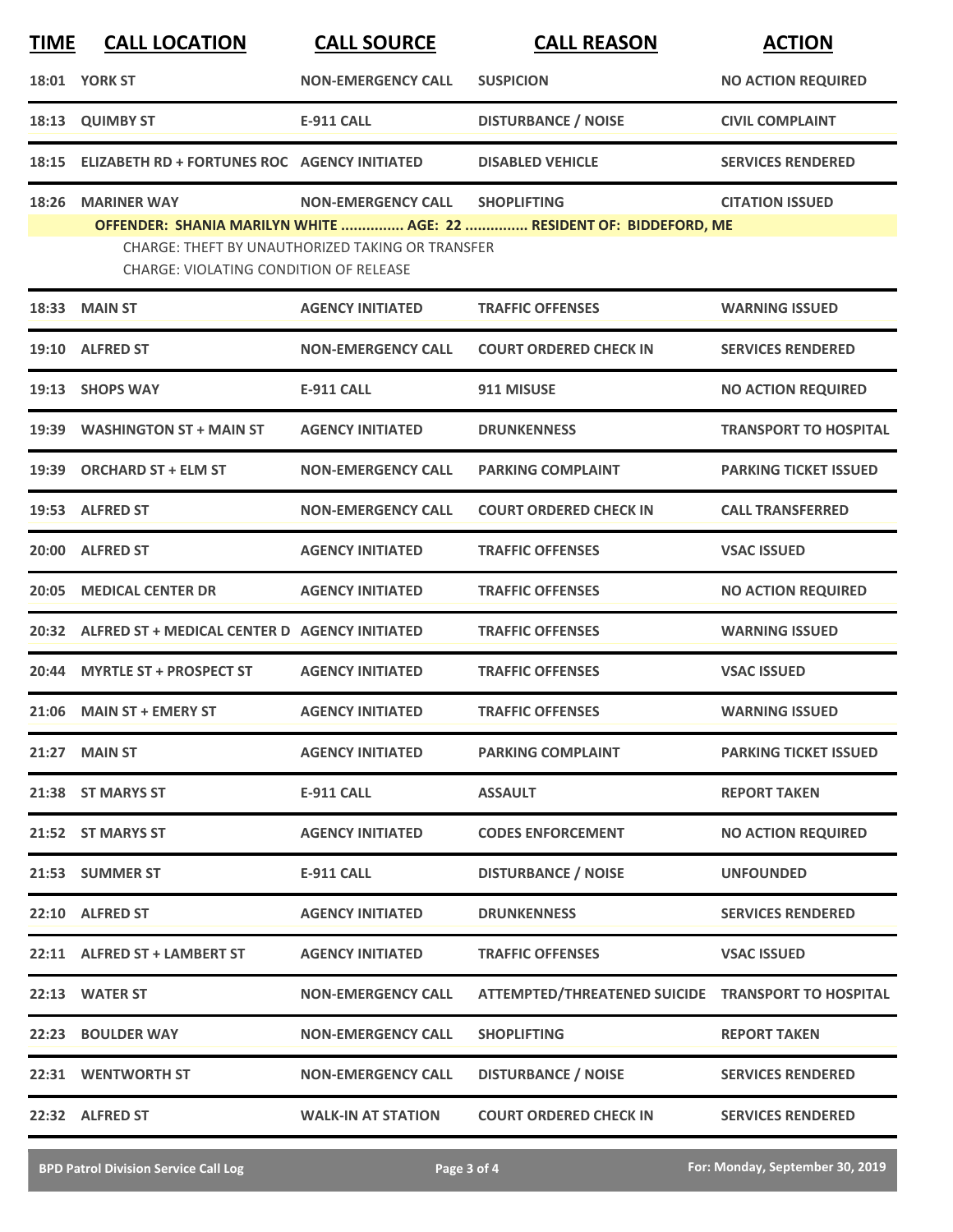| TIME | CALL LOCATION | CALL SOURCE | CALL REASON | ACTION |
|---|---|---|---|---|
| 18:01 | YORK ST | NON-EMERGENCY CALL | SUSPICION | NO ACTION REQUIRED |
| 18:13 | QUIMBY ST | E-911 CALL | DISTURBANCE / NOISE | CIVIL COMPLAINT |
| 18:15 | ELIZABETH RD + FORTUNES ROC | AGENCY INITIATED | DISABLED VEHICLE | SERVICES RENDERED |
| 18:26 | MARINER WAY | NON-EMERGENCY CALL | SHOPLIFTING | CITATION ISSUED |
| | OFFENDER: SHANIA MARILYN WHITE ............... AGE: 22 ............... RESIDENT OF: BIDDEFORD, ME<br>CHARGE: THEFT BY UNAUTHORIZED TAKING OR TRANSFER<br>CHARGE: VIOLATING CONDITION OF RELEASE | | | |
| 18:33 | MAIN ST | AGENCY INITIATED | TRAFFIC OFFENSES | WARNING ISSUED |
| 19:10 | ALFRED ST | NON-EMERGENCY CALL | COURT ORDERED CHECK IN | SERVICES RENDERED |
| 19:13 | SHOPS WAY | E-911 CALL | 911 MISUSE | NO ACTION REQUIRED |
| 19:39 | WASHINGTON ST + MAIN ST | AGENCY INITIATED | DRUNKENNESS | TRANSPORT TO HOSPITAL |
| 19:39 | ORCHARD ST + ELM ST | NON-EMERGENCY CALL | PARKING COMPLAINT | PARKING TICKET ISSUED |
| 19:53 | ALFRED ST | NON-EMERGENCY CALL | COURT ORDERED CHECK IN | CALL TRANSFERRED |
| 20:00 | ALFRED ST | AGENCY INITIATED | TRAFFIC OFFENSES | VSAC ISSUED |
| 20:05 | MEDICAL CENTER DR | AGENCY INITIATED | TRAFFIC OFFENSES | NO ACTION REQUIRED |
| 20:32 | ALFRED ST + MEDICAL CENTER D | AGENCY INITIATED | TRAFFIC OFFENSES | WARNING ISSUED |
| 20:44 | MYRTLE ST + PROSPECT ST | AGENCY INITIATED | TRAFFIC OFFENSES | VSAC ISSUED |
| 21:06 | MAIN ST + EMERY ST | AGENCY INITIATED | TRAFFIC OFFENSES | WARNING ISSUED |
| 21:27 | MAIN ST | AGENCY INITIATED | PARKING COMPLAINT | PARKING TICKET ISSUED |
| 21:38 | ST MARYS ST | E-911 CALL | ASSAULT | REPORT TAKEN |
| 21:52 | ST MARYS ST | AGENCY INITIATED | CODES ENFORCEMENT | NO ACTION REQUIRED |
| 21:53 | SUMMER ST | E-911 CALL | DISTURBANCE / NOISE | UNFOUNDED |
| 22:10 | ALFRED ST | AGENCY INITIATED | DRUNKENNESS | SERVICES RENDERED |
| 22:11 | ALFRED ST + LAMBERT ST | AGENCY INITIATED | TRAFFIC OFFENSES | VSAC ISSUED |
| 22:13 | WATER ST | NON-EMERGENCY CALL | ATTEMPTED/THREATENED SUICIDE | TRANSPORT TO HOSPITAL |
| 22:23 | BOULDER WAY | NON-EMERGENCY CALL | SHOPLIFTING | REPORT TAKEN |
| 22:31 | WENTWORTH ST | NON-EMERGENCY CALL | DISTURBANCE / NOISE | SERVICES RENDERED |
| 22:32 | ALFRED ST | WALK-IN AT STATION | COURT ORDERED CHECK IN | SERVICES RENDERED |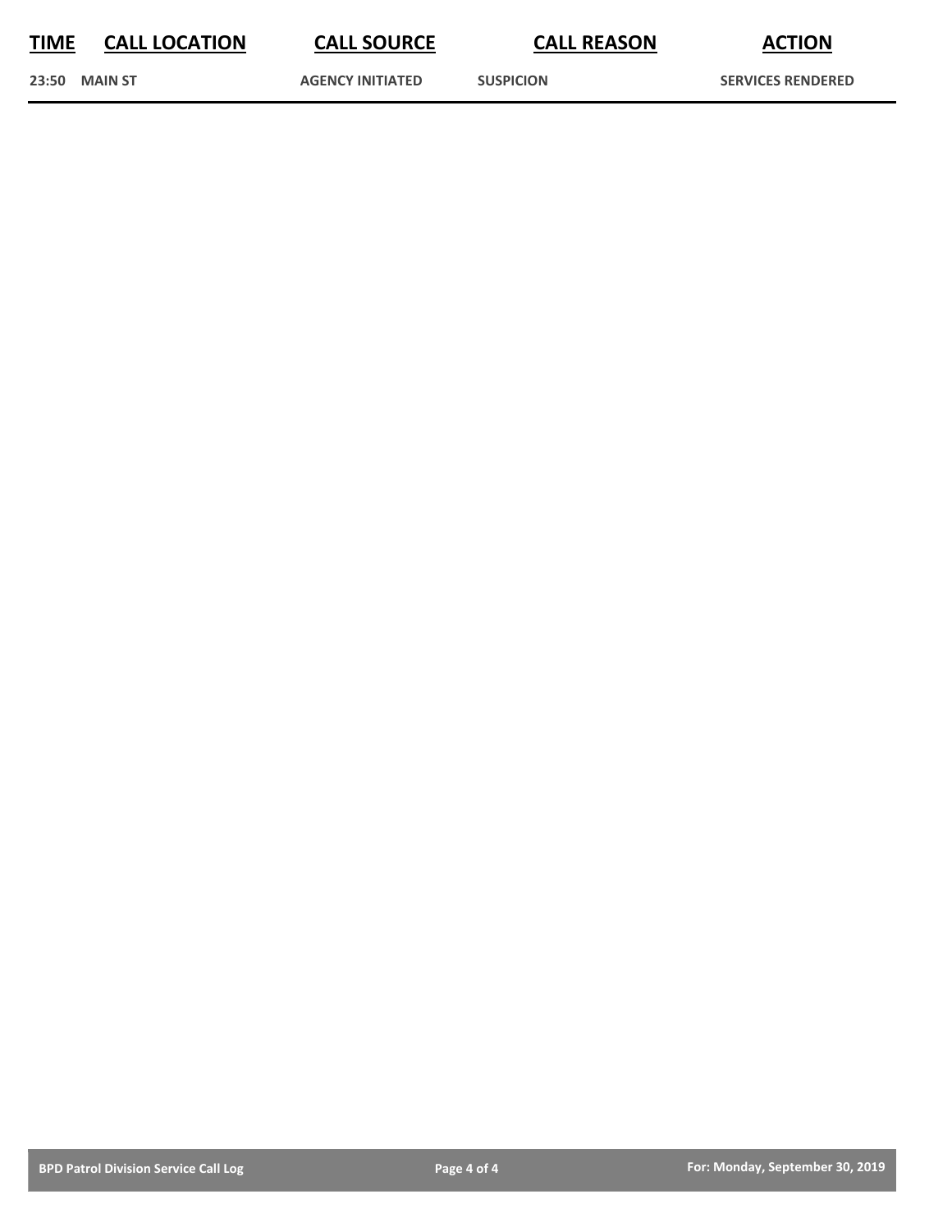| TIME | CALL LOCATION | CALL SOURCE | CALL REASON | ACTION |
| --- | --- | --- | --- | --- |
| 23:50 | MAIN ST | AGENCY INITIATED | SUSPICION | SERVICES RENDERED |